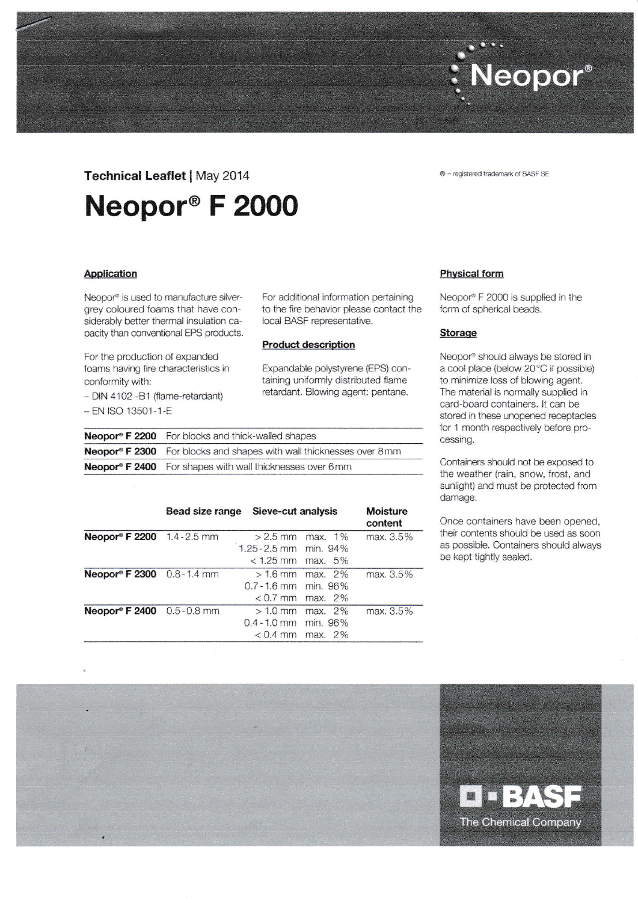Neopor®

## Technical Leaflet | May 2014

® = registered trademark of BASF SE

# Neopor® F 2000

### Application

Neopor® is used to manufacture silver-grey coloured foams that have considerably better thermal insulation capacity than conventional EPS products.

For the production of expanded foams having fire characteristics in conformity with:

- DIN 4102 -B1 (flame-retardant)
- EN ISO 13501-1-E

For additional information pertaining to the fire behavior please contact the local BASF representative.

### Product description

Expandable polystyrene (EPS) containing uniformly distributed flame retardant. Blowing agent: pentane.

| | |
|---|---|
| **Neopor® F 2200** | For blocks and thick-walled shapes |
| **Neopor® F 2300** | For blocks and shapes with wall thicknesses over 8 mm |
| **Neopor® F 2400** | For shapes with wall thicknesses over 6 mm |

| | Bead size range | Sieve-cut analysis | | Moisture content |
|---|---|---|---|---|
| **Neopor® F 2200** | 1.4-2.5 mm | > 2.5 mm | max. 1% | max. 3.5% |
| | | 1.25-2.5 mm | min. 94% | |
| | | < 1.25 mm | max. 5% | |
| **Neopor® F 2300** | 0.8-1.4 mm | > 1.6 mm | max. 2% | max. 3.5% |
| | | 0.7-1.6 mm | min. 96% | |
| | | < 0.7 mm | max. 2% | |
| **Neopor® F 2400** | 0.5-0.8 mm | > 1.0 mm | max. 2% | max. 3.5% |
| | | 0.4-1.0 mm | min. 96% | |
| | | < 0.4 mm | max. 2% | |

### Physical form

Neopor® F 2000 is supplied in the form of spherical beads.

### Storage

Neopor® should always be stored in a cool place (below 20 °C if possible) to minimize loss of blowing agent. The material is normally supplied in card-board containers. It can be stored in these unopened receptacles for 1 month respectively before processing.

Containers should not be exposed to the weather (rain, snow, frost, and sunlight) and must be protected from damage.

Once containers have been opened, their contents should be used as soon as possible. Containers should always be kept tightly sealed.

BASF
The Chemical Company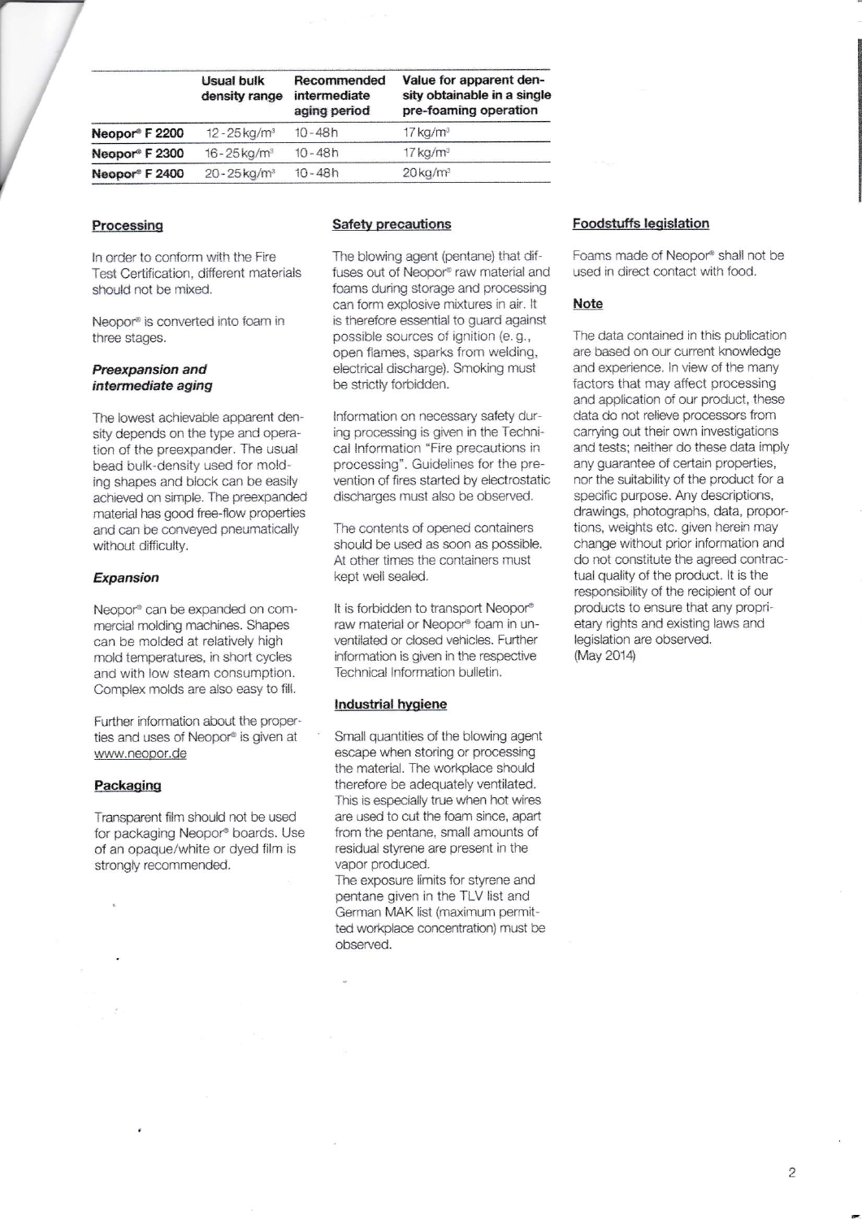| | Usual bulk density range | Recommended intermediate aging period | Value for apparent density obtainable in a single pre-foaming operation |
|---|---|---|---|
| **Neopor® F 2200** | 12 - 25 kg/m³ | 10 - 48 h | 17 kg/m³ |
| **Neopor® F 2300** | 16 - 25 kg/m³ | 10 - 48 h | 17 kg/m³ |
| **Neopor® F 2400** | 20 - 25 kg/m³ | 10 - 48 h | 20 kg/m³ |

## Processing

In order to conform with the Fire Test Certification, different materials should not be mixed.

Neopor® is converted into foam in three stages.

### *Preexpansion and intermediate aging*

The lowest achievable apparent density depends on the type and operation of the preexpander. The usual bead bulk-density used for molding shapes and block can be easily achieved on simple. The preexpanded material has good free-flow properties and can be conveyed pneumatically without difficulty.

### *Expansion*

Neopor® can be expanded on commercial molding machines. Shapes can be molded at relatively high mold temperatures, in short cycles and with low steam consumption. Complex molds are also easy to fill.

Further information about the properties and uses of Neopor® is given at www.neopor.de

## Packaging

Transparent film should not be used for packaging Neopor® boards. Use of an opaque/white or dyed film is strongly recommended.

## Safety precautions

The blowing agent (pentane) that diffuses out of Neopor® raw material and foams during storage and processing can form explosive mixtures in air. It is therefore essential to guard against possible sources of ignition (e. g., open flames, sparks from welding, electrical discharge). Smoking must be strictly forbidden.

Information on necessary safety during processing is given in the Technical Information "Fire precautions in processing". Guidelines for the prevention of fires started by electrostatic discharges must also be observed.

The contents of opened containers should be used as soon as possible. At other times the containers must kept well sealed.

It is forbidden to transport Neopor® raw material or Neopor® foam in unventilated or closed vehicles. Further information is given in the respective Technical Information bulletin.

## Industrial hygiene

Small quantities of the blowing agent escape when storing or processing the material. The workplace should therefore be adequately ventilated. This is especially true when hot wires are used to cut the foam since, apart from the pentane, small amounts of residual styrene are present in the vapor produced.
The exposure limits for styrene and pentane given in the TLV list and German MAK list (maximum permitted workplace concentration) must be observed.

## Foodstuffs legislation

Foams made of Neopor® shall not be used in direct contact with food.

## Note

The data contained in this publication are based on our current knowledge and experience. In view of the many factors that may affect processing and application of our product, these data do not relieve processors from carrying out their own investigations and tests; neither do these data imply any guarantee of certain properties, nor the suitability of the product for a specific purpose. Any descriptions, drawings, photographs, data, proportions, weights etc. given herein may change without prior information and do not constitute the agreed contractual quality of the product. It is the responsibility of the recipient of our products to ensure that any proprietary rights and existing laws and legislation are observed.
(May 2014)